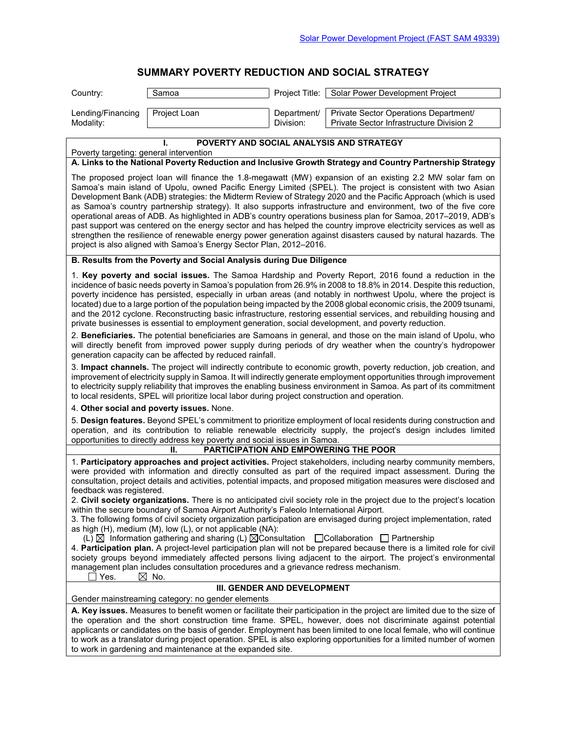Solar Power Development Project (FAST SAM 49339)

# SUMMARY POVERTY REDUCTION AND SOCIAL STRATEGY

| Country: | Samoa | Project Title: | Solar Power Development Project |
|---|---|---|---|
| Lending/Financing Modality: | Project Loan | Department/ Division: | Private Sector Operations Department/ Private Sector Infrastructure Division 2 |

## I. POVERTY AND SOCIAL ANALYSIS AND STRATEGY

Poverty targeting: general intervention

### A. Links to the National Poverty Reduction and Inclusive Growth Strategy and Country Partnership Strategy

The proposed project loan will finance the 1.8-megawatt (MW) expansion of an existing 2.2 MW solar fam on Samoa's main island of Upolu, owned Pacific Energy Limited (SPEL). The project is consistent with two Asian Development Bank (ADB) strategies: the Midterm Review of Strategy 2020 and the Pacific Approach (which is used as Samoa's country partnership strategy). It also supports infrastructure and environment, two of the five core operational areas of ADB. As highlighted in ADB's country operations business plan for Samoa, 2017–2019, ADB's past support was centered on the energy sector and has helped the country improve electricity services as well as strengthen the resilience of renewable energy power generation against disasters caused by natural hazards. The project is also aligned with Samoa's Energy Sector Plan, 2012–2016.

### B. Results from the Poverty and Social Analysis during Due Diligence

1. **Key poverty and social issues.** The Samoa Hardship and Poverty Report, 2016 found a reduction in the incidence of basic needs poverty in Samoa's population from 26.9% in 2008 to 18.8% in 2014. Despite this reduction, poverty incidence has persisted, especially in urban areas (and notably in northwest Upolu, where the project is located) due to a large portion of the population being impacted by the 2008 global economic crisis, the 2009 tsunami, and the 2012 cyclone. Reconstructing basic infrastructure, restoring essential services, and rebuilding housing and private businesses is essential to employment generation, social development, and poverty reduction.

2. **Beneficiaries.** The potential beneficiaries are Samoans in general, and those on the main island of Upolu, who will directly benefit from improved power supply during periods of dry weather when the country's hydropower generation capacity can be affected by reduced rainfall.

3. **Impact channels.** The project will indirectly contribute to economic growth, poverty reduction, job creation, and improvement of electricity supply in Samoa. It will indirectly generate employment opportunities through improvement to electricity supply reliability that improves the enabling business environment in Samoa. As part of its commitment to local residents, SPEL will prioritize local labor during project construction and operation.

4. **Other social and poverty issues.** None.

5. **Design features.** Beyond SPEL's commitment to prioritize employment of local residents during construction and operation, and its contribution to reliable renewable electricity supply, the project's design includes limited opportunities to directly address key poverty and social issues in Samoa.

## II. PARTICIPATION AND EMPOWERING THE POOR

1. **Participatory approaches and project activities.** Project stakeholders, including nearby community members, were provided with information and directly consulted as part of the required impact assessment. During the consultation, project details and activities, potential impacts, and proposed mitigation measures were disclosed and feedback was registered.
2. **Civil society organizations.** There is no anticipated civil society role in the project due to the project's location within the secure boundary of Samoa Airport Authority's Faleolo International Airport.
3. The following forms of civil society organization participation are envisaged during project implementation, rated as high (H), medium (M), low (L), or not applicable (NA):
(L) ☒ Information gathering and sharing (L) ☒ Consultation ☐ Collaboration ☐ Partnership
4. **Participation plan.** A project-level participation plan will not be prepared because there is a limited role for civil society groups beyond immediately affected persons living adjacent to the airport. The project's environmental management plan includes consultation procedures and a grievance redress mechanism.
☐ Yes. ☒ No.

## III. GENDER AND DEVELOPMENT

Gender mainstreaming category: no gender elements

**A. Key issues.** Measures to benefit women or facilitate their participation in the project are limited due to the size of the operation and the short construction time frame. SPEL, however, does not discriminate against potential applicants or candidates on the basis of gender. Employment has been limited to one local female, who will continue to work as a translator during project operation. SPEL is also exploring opportunities for a limited number of women to work in gardening and maintenance at the expanded site.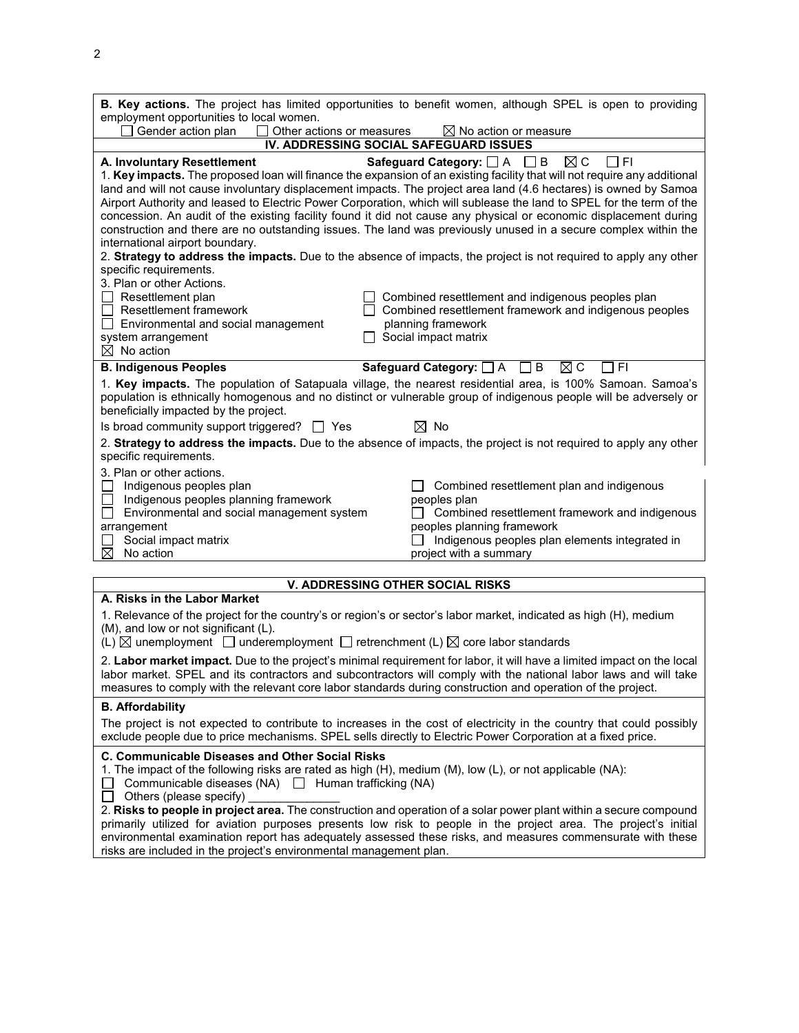**B. Key actions.** The project has limited opportunities to benefit women, although SPEL is open to providing employment opportunities to local women.

☐ Gender action plan ☐ Other actions or measures ☒ No action or measure

## IV. ADDRESSING SOCIAL SAFEGUARD ISSUES

**A. Involuntary Resettlement** **Safeguard Category:** ☐ A ☐ B ☒ C ☐ FI

1. **Key impacts.** The proposed loan will finance the expansion of an existing facility that will not require any additional land and will not cause involuntary displacement impacts. The project area land (4.6 hectares) is owned by Samoa Airport Authority and leased to Electric Power Corporation, which will sublease the land to SPEL for the term of the concession. An audit of the existing facility found it did not cause any physical or economic displacement during construction and there are no outstanding issues. The land was previously unused in a secure complex within the international airport boundary.

2. **Strategy to address the impacts.** Due to the absence of impacts, the project is not required to apply any other specific requirements.

3. Plan or other Actions.

☐ Resettlement plan
☐ Resettlement framework
☐ Environmental and social management system arrangement
☒ No action
☐ Combined resettlement and indigenous peoples plan
☐ Combined resettlement framework and indigenous peoples planning framework
☐ Social impact matrix

**B. Indigenous Peoples** **Safeguard Category:** ☐ A ☐ B ☒ C ☐ FI

1. **Key impacts.** The population of Satapuala village, the nearest residential area, is 100% Samoan. Samoa's population is ethnically homogenous and no distinct or vulnerable group of indigenous people will be adversely or beneficially impacted by the project.

Is broad community support triggered? ☐ Yes ☒ No

2. **Strategy to address the impacts.** Due to the absence of impacts, the project is not required to apply any other specific requirements.

3. Plan or other actions.

☐ Indigenous peoples plan
☐ Indigenous peoples planning framework
☐ Environmental and social management system arrangement
☐ Social impact matrix
☒ No action
☐ Combined resettlement plan and indigenous peoples plan
☐ Combined resettlement framework and indigenous peoples planning framework
☐ Indigenous peoples plan elements integrated in project with a summary

## V. ADDRESSING OTHER SOCIAL RISKS

**A. Risks in the Labor Market**

1. Relevance of the project for the country's or region's or sector's labor market, indicated as high (H), medium (M), and low or not significant (L).

(L) ☒ unemployment ☐ underemployment ☐ retrenchment (L) ☒ core labor standards

2. **Labor market impact.** Due to the project's minimal requirement for labor, it will have a limited impact on the local labor market. SPEL and its contractors and subcontractors will comply with the national labor laws and will take measures to comply with the relevant core labor standards during construction and operation of the project.

**B. Affordability**

The project is not expected to contribute to increases in the cost of electricity in the country that could possibly exclude people due to price mechanisms. SPEL sells directly to Electric Power Corporation at a fixed price.

**C. Communicable Diseases and Other Social Risks**

1. The impact of the following risks are rated as high (H), medium (M), low (L), or not applicable (NA):

☐ Communicable diseases (NA) ☐ Human trafficking (NA)
☐ Others (please specify) ______________

2. **Risks to people in project area.** The construction and operation of a solar power plant within a secure compound primarily utilized for aviation purposes presents low risk to people in the project area. The project's initial environmental examination report has adequately assessed these risks, and measures commensurate with these risks are included in the project's environmental management plan.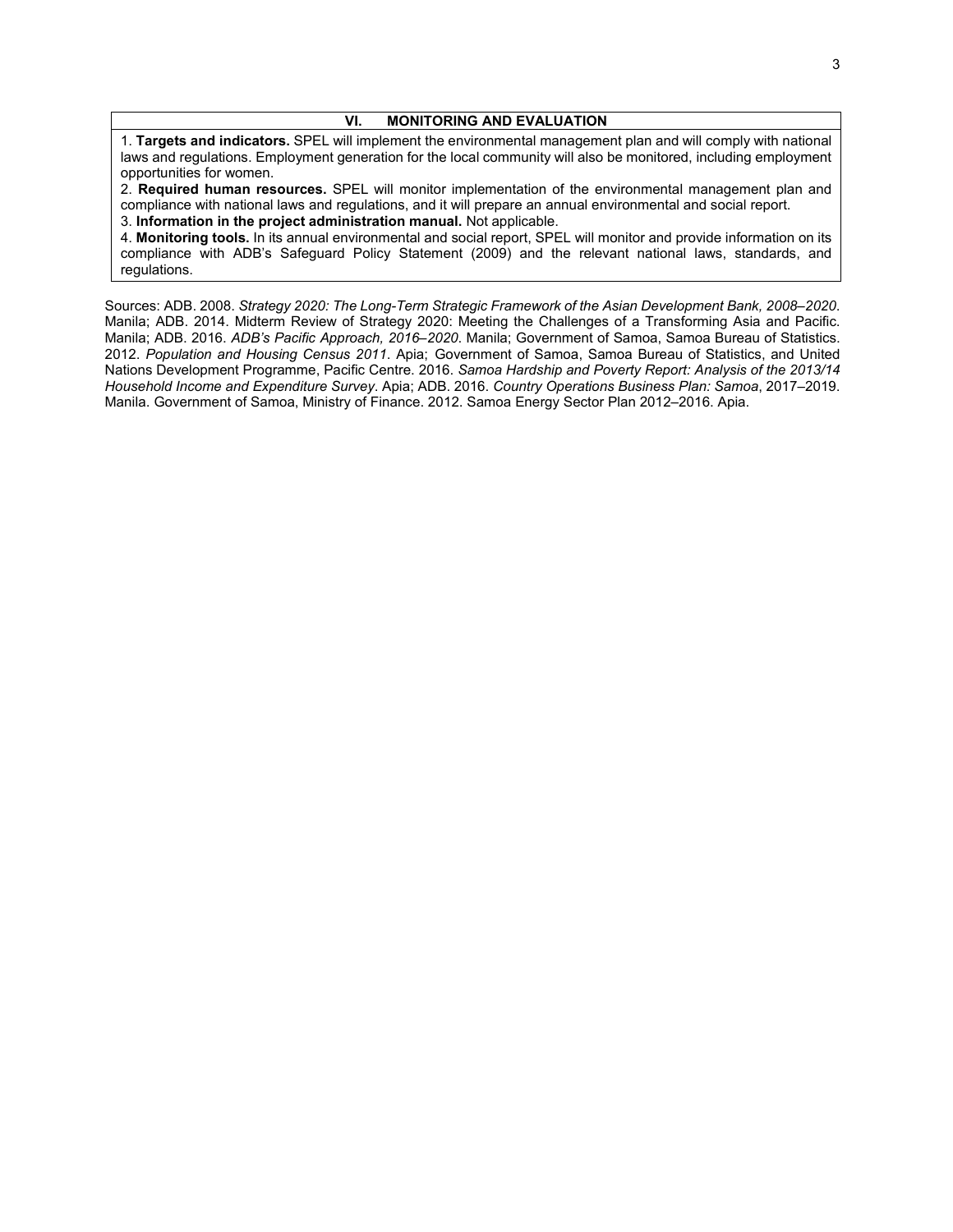## VI. MONITORING AND EVALUATION

1. **Targets and indicators.** SPEL will implement the environmental management plan and will comply with national laws and regulations. Employment generation for the local community will also be monitored, including employment opportunities for women.
2. **Required human resources.** SPEL will monitor implementation of the environmental management plan and compliance with national laws and regulations, and it will prepare an annual environmental and social report.
3. **Information in the project administration manual.** Not applicable.
4. **Monitoring tools.** In its annual environmental and social report, SPEL will monitor and provide information on its compliance with ADB's Safeguard Policy Statement (2009) and the relevant national laws, standards, and regulations.

Sources: ADB. 2008. *Strategy 2020: The Long-Term Strategic Framework of the Asian Development Bank, 2008–2020*. Manila; ADB. 2014. Midterm Review of Strategy 2020: Meeting the Challenges of a Transforming Asia and Pacific. Manila; ADB. 2016. *ADB's Pacific Approach, 2016–2020*. Manila; Government of Samoa, Samoa Bureau of Statistics. 2012. *Population and Housing Census 2011*. Apia; Government of Samoa, Samoa Bureau of Statistics, and United Nations Development Programme, Pacific Centre. 2016. *Samoa Hardship and Poverty Report: Analysis of the 2013/14 Household Income and Expenditure Survey*. Apia; ADB. 2016. *Country Operations Business Plan: Samoa*, 2017–2019. Manila. Government of Samoa, Ministry of Finance. 2012. Samoa Energy Sector Plan 2012–2016. Apia.